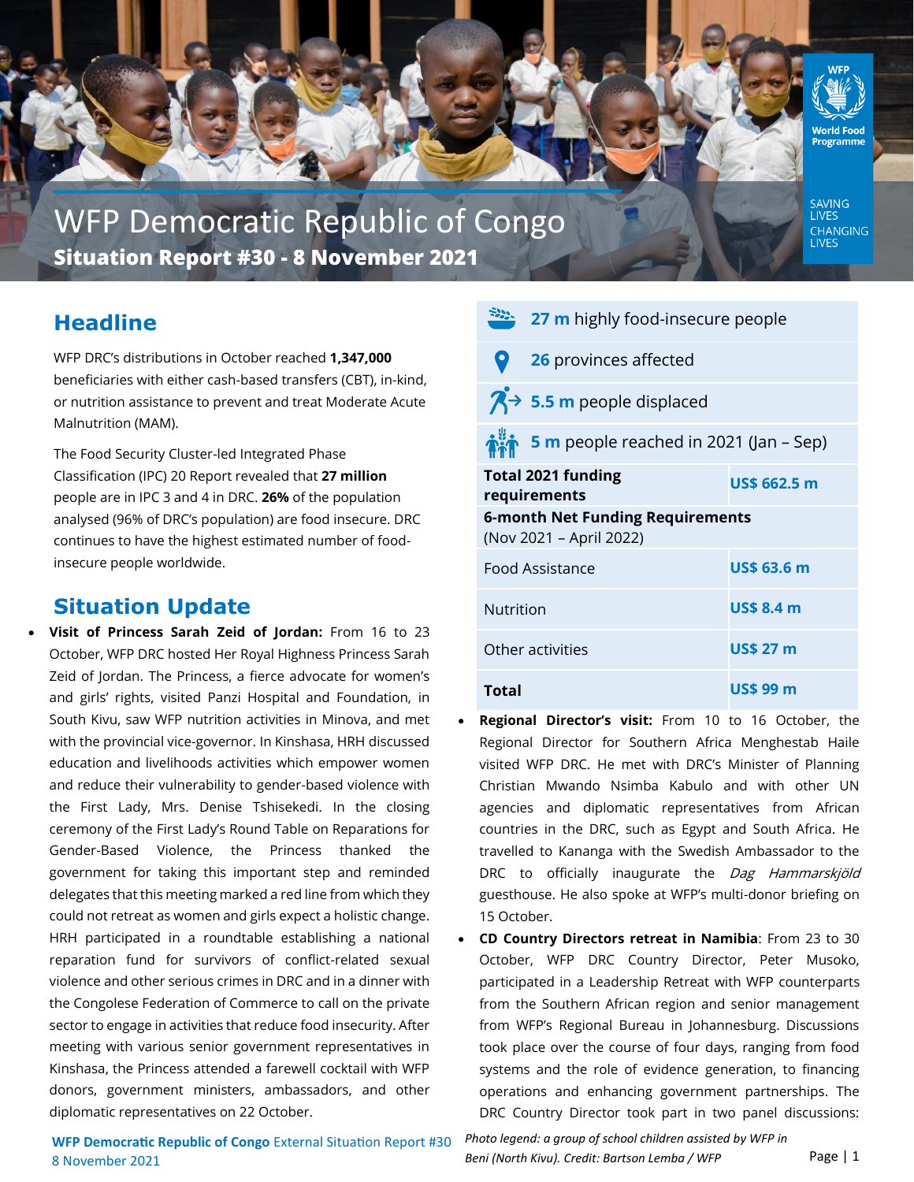# WFP Democratic Republic of Congo

**Situation Report #30 - 8 November 2021**

SAVING LIVES CHANGING LIVES

## Headline

WFP DRC's distributions in October reached **1,347,000** beneficiaries with either cash-based transfers (CBT), in-kind, or nutrition assistance to prevent and treat Moderate Acute Malnutrition (MAM).

The Food Security Cluster-led Integrated Phase Classification (IPC) 20 Report revealed that **27 million** people are in IPC 3 and 4 in DRC. **26%** of the population analysed (96% of DRC's population) are food insecure. DRC continues to have the highest estimated number of food-insecure people worldwide.

| | |
|---|---|
| **27 m** highly food-insecure people | |
| **26** provinces affected | |
| **5.5 m** people displaced | |
| **5 m** people reached in 2021 (Jan – Sep) | |
| **Total 2021 funding requirements** | **US$ 662.5 m** |
| **6-month Net Funding Requirements** (Nov 2021 – April 2022) | |
| Food Assistance | **US$ 63.6 m** |
| Nutrition | **US$ 8.4 m** |
| Other activities | **US$ 27 m** |
| **Total** | **US$ 99 m** |

## Situation Update

- **Visit of Princess Sarah Zeid of Jordan:** From 16 to 23 October, WFP DRC hosted Her Royal Highness Princess Sarah Zeid of Jordan. The Princess, a fierce advocate for women's and girls' rights, visited Panzi Hospital and Foundation, in South Kivu, saw WFP nutrition activities in Minova, and met with the provincial vice-governor. In Kinshasa, HRH discussed education and livelihoods activities which empower women and reduce their vulnerability to gender-based violence with the First Lady, Mrs. Denise Tshisekedi. In the closing ceremony of the First Lady's Round Table on Reparations for Gender-Based Violence, the Princess thanked the government for taking this important step and reminded delegates that this meeting marked a red line from which they could not retreat as women and girls expect a holistic change. HRH participated in a roundtable establishing a national reparation fund for survivors of conflict-related sexual violence and other serious crimes in DRC and in a dinner with the Congolese Federation of Commerce to call on the private sector to engage in activities that reduce food insecurity. After meeting with various senior government representatives in Kinshasa, the Princess attended a farewell cocktail with WFP donors, government ministers, ambassadors, and other diplomatic representatives on 22 October.
- **Regional Director's visit:** From 10 to 16 October, the Regional Director for Southern Africa Menghestab Haile visited WFP DRC. He met with DRC's Minister of Planning Christian Mwando Nsimba Kabulo and with other UN agencies and diplomatic representatives from African countries in the DRC, such as Egypt and South Africa. He travelled to Kananga with the Swedish Ambassador to the DRC to officially inaugurate the *Dag Hammarskjöld* guesthouse. He also spoke at WFP's multi-donor briefing on 15 October.
- **CD Country Directors retreat in Namibia**: From 23 to 30 October, WFP DRC Country Director, Peter Musoko, participated in a Leadership Retreat with WFP counterparts from the Southern African region and senior management from WFP's Regional Bureau in Johannesburg. Discussions took place over the course of four days, ranging from food systems and the role of evidence generation, to financing operations and enhancing government partnerships. The DRC Country Director took part in two panel discussions:

*Photo legend: a group of school children assisted by WFP in Beni (North Kivu). Credit: Bartson Lemba / WFP*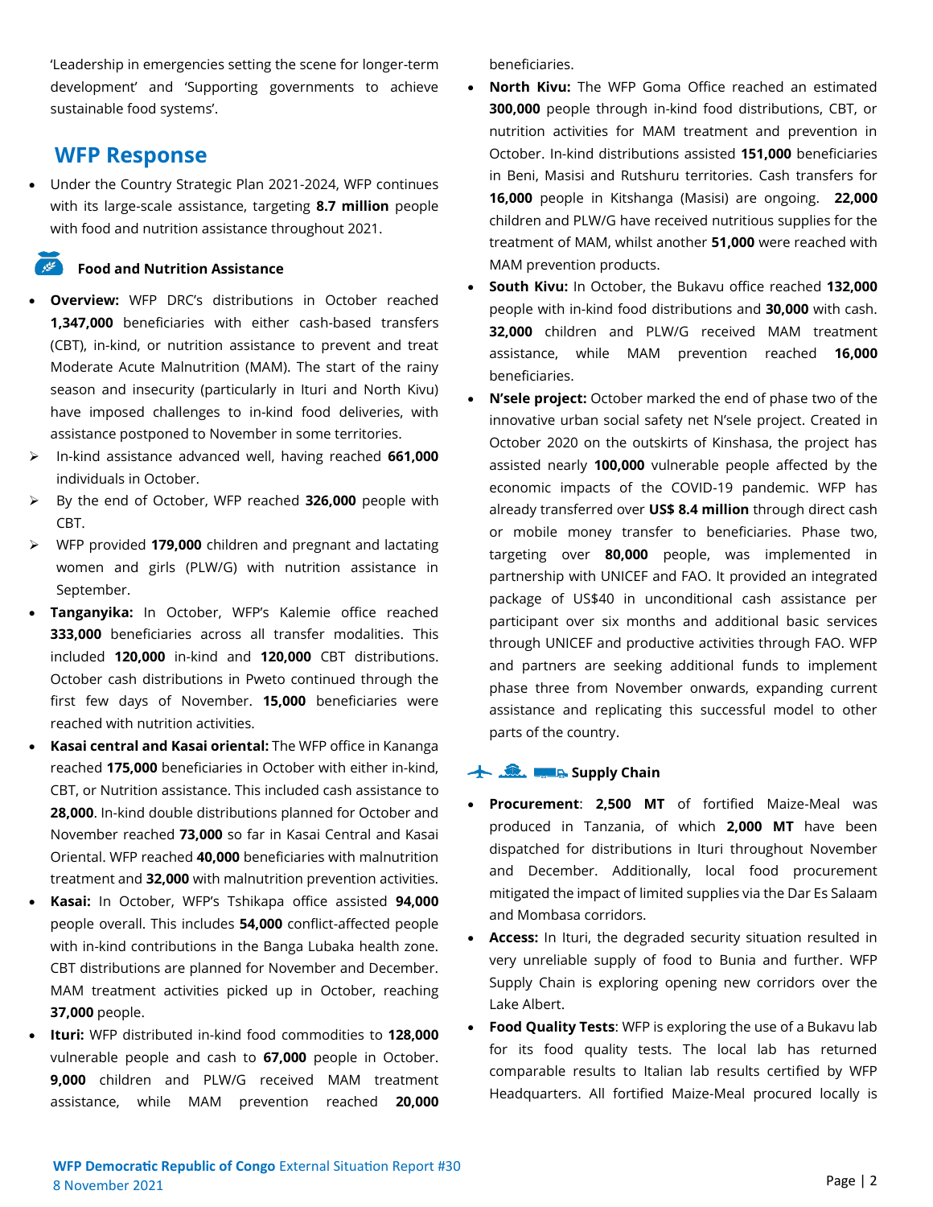'Leadership in emergencies setting the scene for longer-term development' and 'Supporting governments to achieve sustainable food systems'.

## WFP Response

- Under the Country Strategic Plan 2021-2024, WFP continues with its large-scale assistance, targeting **8.7 million** people with food and nutrition assistance throughout 2021.

### Food and Nutrition Assistance

- **Overview:** WFP DRC's distributions in October reached **1,347,000** beneficiaries with either cash-based transfers (CBT), in-kind, or nutrition assistance to prevent and treat Moderate Acute Malnutrition (MAM). The start of the rainy season and insecurity (particularly in Ituri and North Kivu) have imposed challenges to in-kind food deliveries, with assistance postponed to November in some territories.
  - In-kind assistance advanced well, having reached **661,000** individuals in October.
  - By the end of October, WFP reached **326,000** people with CBT.
  - WFP provided **179,000** children and pregnant and lactating women and girls (PLW/G) with nutrition assistance in September.
- **Tanganyika:** In October, WFP's Kalemie office reached **333,000** beneficiaries across all transfer modalities. This included **120,000** in-kind and **120,000** CBT distributions. October cash distributions in Pweto continued through the first few days of November. **15,000** beneficiaries were reached with nutrition activities.
- **Kasai central and Kasai oriental:** The WFP office in Kananga reached **175,000** beneficiaries in October with either in-kind, CBT, or Nutrition assistance. This included cash assistance to **28,000**. In-kind double distributions planned for October and November reached **73,000** so far in Kasai Central and Kasai Oriental. WFP reached **40,000** beneficiaries with malnutrition treatment and **32,000** with malnutrition prevention activities.
- **Kasai:** In October, WFP's Tshikapa office assisted **94,000** people overall. This includes **54,000** conflict-affected people with in-kind contributions in the Banga Lubaka health zone. CBT distributions are planned for November and December. MAM treatment activities picked up in October, reaching **37,000** people.
- **Ituri:** WFP distributed in-kind food commodities to **128,000** vulnerable people and cash to **67,000** people in October. **9,000** children and PLW/G received MAM treatment assistance, while MAM prevention reached **20,000** beneficiaries.
- **North Kivu:** The WFP Goma Office reached an estimated **300,000** people through in-kind food distributions, CBT, or nutrition activities for MAM treatment and prevention in October. In-kind distributions assisted **151,000** beneficiaries in Beni, Masisi and Rutshuru territories. Cash transfers for **16,000** people in Kitshanga (Masisi) are ongoing. **22,000** children and PLW/G have received nutritious supplies for the treatment of MAM, whilst another **51,000** were reached with MAM prevention products.
- **South Kivu:** In October, the Bukavu office reached **132,000** people with in-kind food distributions and **30,000** with cash. **32,000** children and PLW/G received MAM treatment assistance, while MAM prevention reached **16,000** beneficiaries.
- **N'sele project:** October marked the end of phase two of the innovative urban social safety net N'sele project. Created in October 2020 on the outskirts of Kinshasa, the project has assisted nearly **100,000** vulnerable people affected by the economic impacts of the COVID-19 pandemic. WFP has already transferred over **US$ 8.4 million** through direct cash or mobile money transfer to beneficiaries. Phase two, targeting over **80,000** people, was implemented in partnership with UNICEF and FAO. It provided an integrated package of US$40 in unconditional cash assistance per participant over six months and additional basic services through UNICEF and productive activities through FAO. WFP and partners are seeking additional funds to implement phase three from November onwards, expanding current assistance and replicating this successful model to other parts of the country.

### Supply Chain

- **Procurement**: **2,500 MT** of fortified Maize-Meal was produced in Tanzania, of which **2,000 MT** have been dispatched for distributions in Ituri throughout November and December. Additionally, local food procurement mitigated the impact of limited supplies via the Dar Es Salaam and Mombasa corridors.
- **Access:** In Ituri, the degraded security situation resulted in very unreliable supply of food to Bunia and further. WFP Supply Chain is exploring opening new corridors over the Lake Albert.
- **Food Quality Tests**: WFP is exploring the use of a Bukavu lab for its food quality tests. The local lab has returned comparable results to Italian lab results certified by WFP Headquarters. All fortified Maize-Meal procured locally is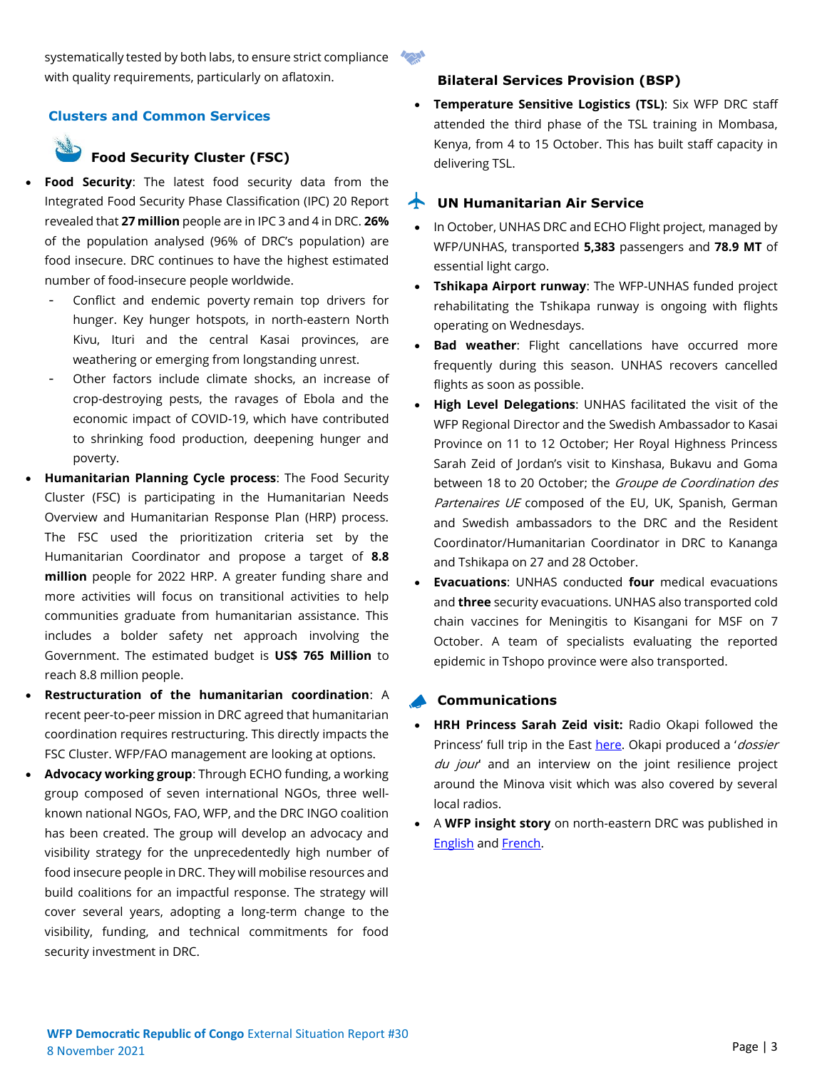systematically tested by both labs, to ensure strict compliance with quality requirements, particularly on aflatoxin.

## Clusters and Common Services

### Food Security Cluster (FSC)

- **Food Security**: The latest food security data from the Integrated Food Security Phase Classification (IPC) 20 Report revealed that **27 million** people are in IPC 3 and 4 in DRC. **26%** of the population analysed (96% of DRC's population) are food insecure. DRC continues to have the highest estimated number of food-insecure people worldwide.
  - Conflict and endemic poverty remain top drivers for hunger. Key hunger hotspots, in north-eastern North Kivu, Ituri and the central Kasai provinces, are weathering or emerging from longstanding unrest.
  - Other factors include climate shocks, an increase of crop-destroying pests, the ravages of Ebola and the economic impact of COVID-19, which have contributed to shrinking food production, deepening hunger and poverty.
- **Humanitarian Planning Cycle process**: The Food Security Cluster (FSC) is participating in the Humanitarian Needs Overview and Humanitarian Response Plan (HRP) process. The FSC used the prioritization criteria set by the Humanitarian Coordinator and propose a target of **8.8 million** people for 2022 HRP. A greater funding share and more activities will focus on transitional activities to help communities graduate from humanitarian assistance. This includes a bolder safety net approach involving the Government. The estimated budget is **US$ 765 Million** to reach 8.8 million people.
- **Restructuration of the humanitarian coordination**: A recent peer-to-peer mission in DRC agreed that humanitarian coordination requires restructuring. This directly impacts the FSC Cluster. WFP/FAO management are looking at options.
- **Advocacy working group**: Through ECHO funding, a working group composed of seven international NGOs, three well-known national NGOs, FAO, WFP, and the DRC INGO coalition has been created. The group will develop an advocacy and visibility strategy for the unprecedentedly high number of food insecure people in DRC. They will mobilise resources and build coalitions for an impactful response. The strategy will cover several years, adopting a long-term change to the visibility, funding, and technical commitments for food security investment in DRC.

### Bilateral Services Provision (BSP)

- **Temperature Sensitive Logistics (TSL)**: Six WFP DRC staff attended the third phase of the TSL training in Mombasa, Kenya, from 4 to 15 October. This has built staff capacity in delivering TSL.

### UN Humanitarian Air Service

- In October, UNHAS DRC and ECHO Flight project, managed by WFP/UNHAS, transported **5,383** passengers and **78.9 MT** of essential light cargo.
- **Tshikapa Airport runway**: The WFP-UNHAS funded project rehabilitating the Tshikapa runway is ongoing with flights operating on Wednesdays.
- **Bad weather**: Flight cancellations have occurred more frequently during this season. UNHAS recovers cancelled flights as soon as possible.
- **High Level Delegations**: UNHAS facilitated the visit of the WFP Regional Director and the Swedish Ambassador to Kasai Province on 11 to 12 October; Her Royal Highness Princess Sarah Zeid of Jordan's visit to Kinshasa, Bukavu and Goma between 18 to 20 October; the *Groupe de Coordination des Partenaires UE* composed of the EU, UK, Spanish, German and Swedish ambassadors to the DRC and the Resident Coordinator/Humanitarian Coordinator in DRC to Kananga and Tshikapa on 27 and 28 October.
- **Evacuations**: UNHAS conducted **four** medical evacuations and **three** security evacuations. UNHAS also transported cold chain vaccines for Meningitis to Kisangani for MSF on 7 October. A team of specialists evaluating the reported epidemic in Tshopo province were also transported.

### Communications

- **HRH Princess Sarah Zeid visit:** Radio Okapi followed the Princess' full trip in the East here. Okapi produced a '*dossier du jour*' and an interview on the joint resilience project around the Minova visit which was also covered by several local radios.
- A **WFP insight story** on north-eastern DRC was published in English and French.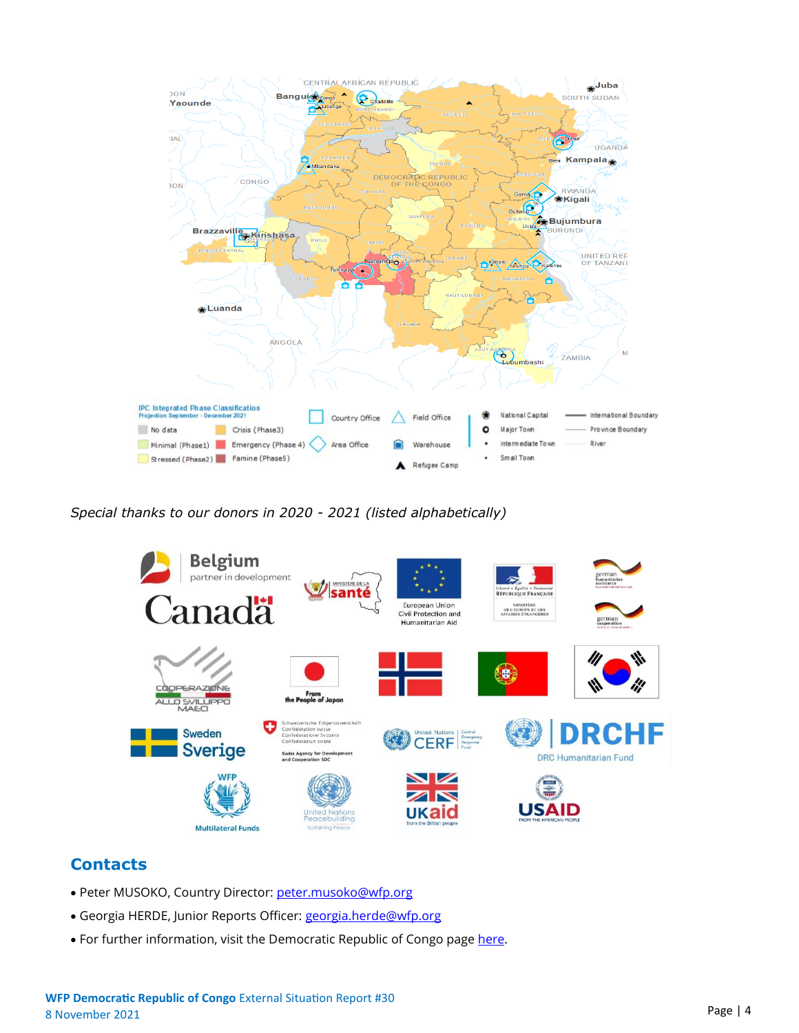IPC Integrated Phase Classification
Projection September - December 2021

No data
Minimal (Phase1)
Stressed (Phase2)
Crisis (Phase3)
Emergency (Phase 4)
Famine (Phase5)
Country Office
Area Office
Field Office
Warehouse
Refugee Camp
National Capital
Major Town
Intermediate Town
Small Town
International Boundary
Province Boundary
River

*Special thanks to our donors in 2020 - 2021 (listed alphabetically)*

## Contacts

- Peter MUSOKO, Country Director: [peter.musoko@wfp.org](mailto:peter.musoko@wfp.org)
- Georgia HERDE, Junior Reports Officer: [georgia.herde@wfp.org](mailto:georgia.herde@wfp.org)
- For further information, visit the Democratic Republic of Congo page [here](#).